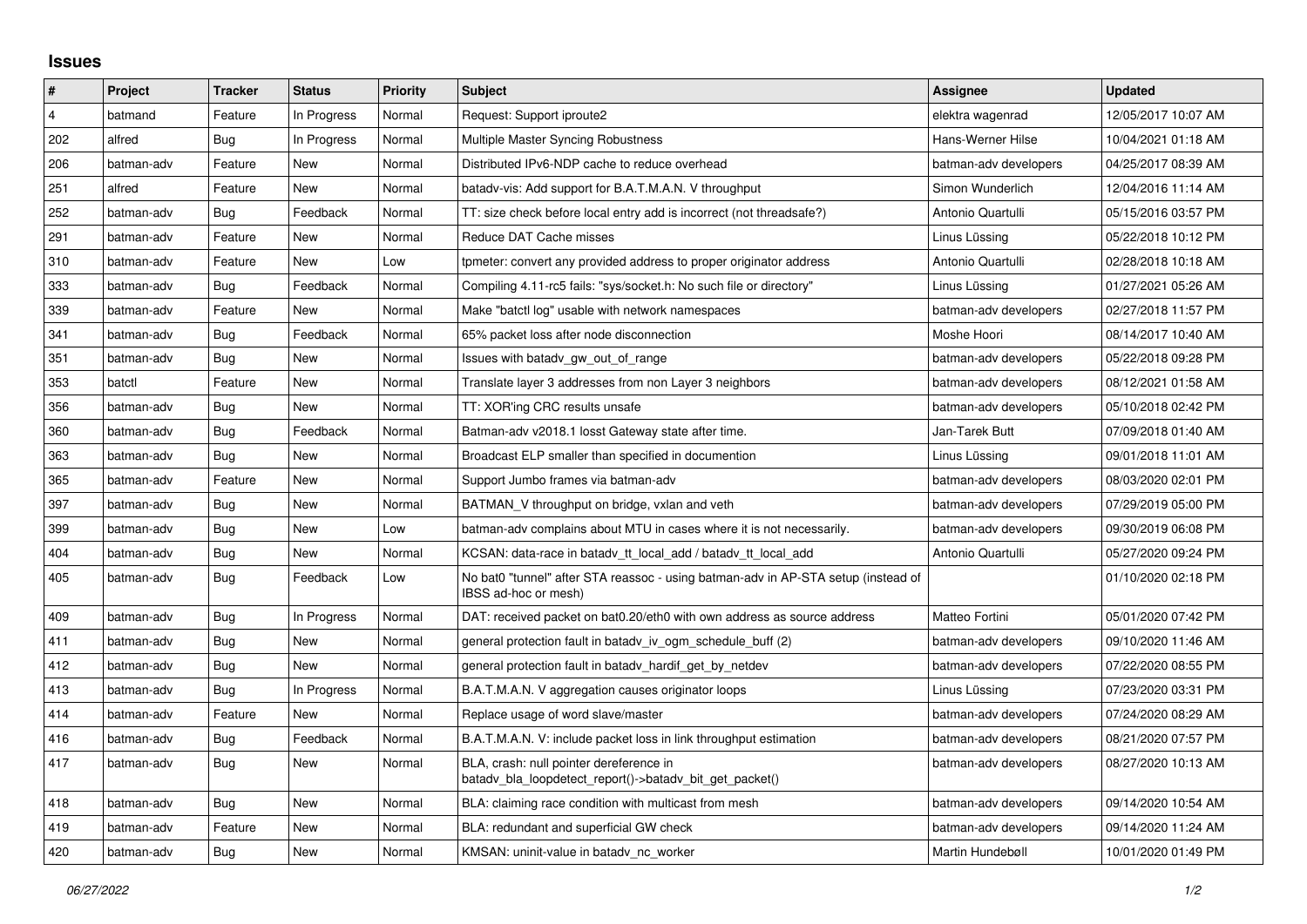## Issues

| # | Project | Tracker | Status | Priority | Subject | Assignee | Updated |
|---|---|---|---|---|---|---|---|
| 4 | batmand | Feature | In Progress | Normal | Request: Support iproute2 | elektra wagenrad | 12/05/2017 10:07 AM |
| 202 | alfred | Bug | In Progress | Normal | Multiple Master Syncing Robustness | Hans-Werner Hilse | 10/04/2021 01:18 AM |
| 206 | batman-adv | Feature | New | Normal | Distributed IPv6-NDP cache to reduce overhead | batman-adv developers | 04/25/2017 08:39 AM |
| 251 | alfred | Feature | New | Normal | batadv-vis: Add support for B.A.T.M.A.N. V throughput | Simon Wunderlich | 12/04/2016 11:14 AM |
| 252 | batman-adv | Bug | Feedback | Normal | TT: size check before local entry add is incorrect (not threadsafe?) | Antonio Quartulli | 05/15/2016 03:57 PM |
| 291 | batman-adv | Feature | New | Normal | Reduce DAT Cache misses | Linus Lüssing | 05/22/2018 10:12 PM |
| 310 | batman-adv | Feature | New | Low | tpmeter: convert any provided address to proper originator address | Antonio Quartulli | 02/28/2018 10:18 AM |
| 333 | batman-adv | Bug | Feedback | Normal | Compiling 4.11-rc5 fails: "sys/socket.h: No such file or directory" | Linus Lüssing | 01/27/2021 05:26 AM |
| 339 | batman-adv | Feature | New | Normal | Make "batctl log" usable with network namespaces | batman-adv developers | 02/27/2018 11:57 PM |
| 341 | batman-adv | Bug | Feedback | Normal | 65% packet loss after node disconnection | Moshe Hoori | 08/14/2017 10:40 AM |
| 351 | batman-adv | Bug | New | Normal | Issues with batadv_gw_out_of_range | batman-adv developers | 05/22/2018 09:28 PM |
| 353 | batctl | Feature | New | Normal | Translate layer 3 addresses from non Layer 3 neighbors | batman-adv developers | 08/12/2021 01:58 AM |
| 356 | batman-adv | Bug | New | Normal | TT: XOR'ing CRC results unsafe | batman-adv developers | 05/10/2018 02:42 PM |
| 360 | batman-adv | Bug | Feedback | Normal | Batman-adv v2018.1 losst Gateway state after time. | Jan-Tarek Butt | 07/09/2018 01:40 AM |
| 363 | batman-adv | Bug | New | Normal | Broadcast ELP smaller than specified in documention | Linus Lüssing | 09/01/2018 11:01 AM |
| 365 | batman-adv | Feature | New | Normal | Support Jumbo frames via batman-adv | batman-adv developers | 08/03/2020 02:01 PM |
| 397 | batman-adv | Bug | New | Normal | BATMAN_V throughput on bridge, vxlan and veth | batman-adv developers | 07/29/2019 05:00 PM |
| 399 | batman-adv | Bug | New | Low | batman-adv complains about MTU in cases where it is not necessarily. | batman-adv developers | 09/30/2019 06:08 PM |
| 404 | batman-adv | Bug | New | Normal | KCSAN: data-race in batadv_tt_local_add / batadv_tt_local_add | Antonio Quartulli | 05/27/2020 09:24 PM |
| 405 | batman-adv | Bug | Feedback | Low | No bat0 "tunnel" after STA reassoc - using batman-adv in AP-STA setup (instead of IBSS ad-hoc or mesh) | | 01/10/2020 02:18 PM |
| 409 | batman-adv | Bug | In Progress | Normal | DAT: received packet on bat0.20/eth0 with own address as source address | Matteo Fortini | 05/01/2020 07:42 PM |
| 411 | batman-adv | Bug | New | Normal | general protection fault in batadv_iv_ogm_schedule_buff (2) | batman-adv developers | 09/10/2020 11:46 AM |
| 412 | batman-adv | Bug | New | Normal | general protection fault in batadv_hardif_get_by_netdev | batman-adv developers | 07/22/2020 08:55 PM |
| 413 | batman-adv | Bug | In Progress | Normal | B.A.T.M.A.N. V aggregation causes originator loops | Linus Lüssing | 07/23/2020 03:31 PM |
| 414 | batman-adv | Feature | New | Normal | Replace usage of word slave/master | batman-adv developers | 07/24/2020 08:29 AM |
| 416 | batman-adv | Bug | Feedback | Normal | B.A.T.M.A.N. V: include packet loss in link throughput estimation | batman-adv developers | 08/21/2020 07:57 PM |
| 417 | batman-adv | Bug | New | Normal | BLA, crash: null pointer dereference in batadv_bla_loopdetect_report()->batadv_bit_get_packet() | batman-adv developers | 08/27/2020 10:13 AM |
| 418 | batman-adv | Bug | New | Normal | BLA: claiming race condition with multicast from mesh | batman-adv developers | 09/14/2020 10:54 AM |
| 419 | batman-adv | Feature | New | Normal | BLA: redundant and superficial GW check | batman-adv developers | 09/14/2020 11:24 AM |
| 420 | batman-adv | Bug | New | Normal | KMSAN: uninit-value in batadv_nc_worker | Martin Hundebøll | 10/01/2020 01:49 PM |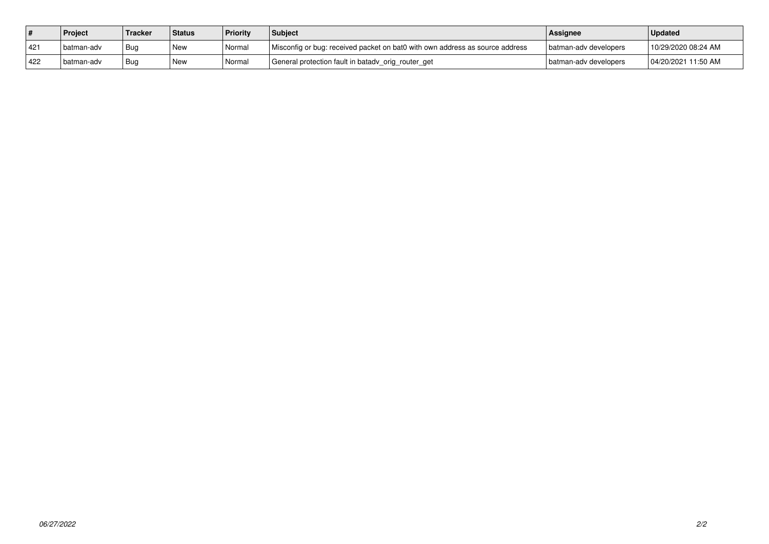| # | Project | Tracker | Status | Priority | Subject | Assignee | Updated |
|---|---|---|---|---|---|---|---|
| 421 | batman-adv | Bug | New | Normal | Misconfig or bug: received packet on bat0 with own address as source address | batman-adv developers | 10/29/2020 08:24 AM |
| 422 | batman-adv | Bug | New | Normal | General protection fault in batadv_orig_router_get | batman-adv developers | 04/20/2021 11:50 AM |